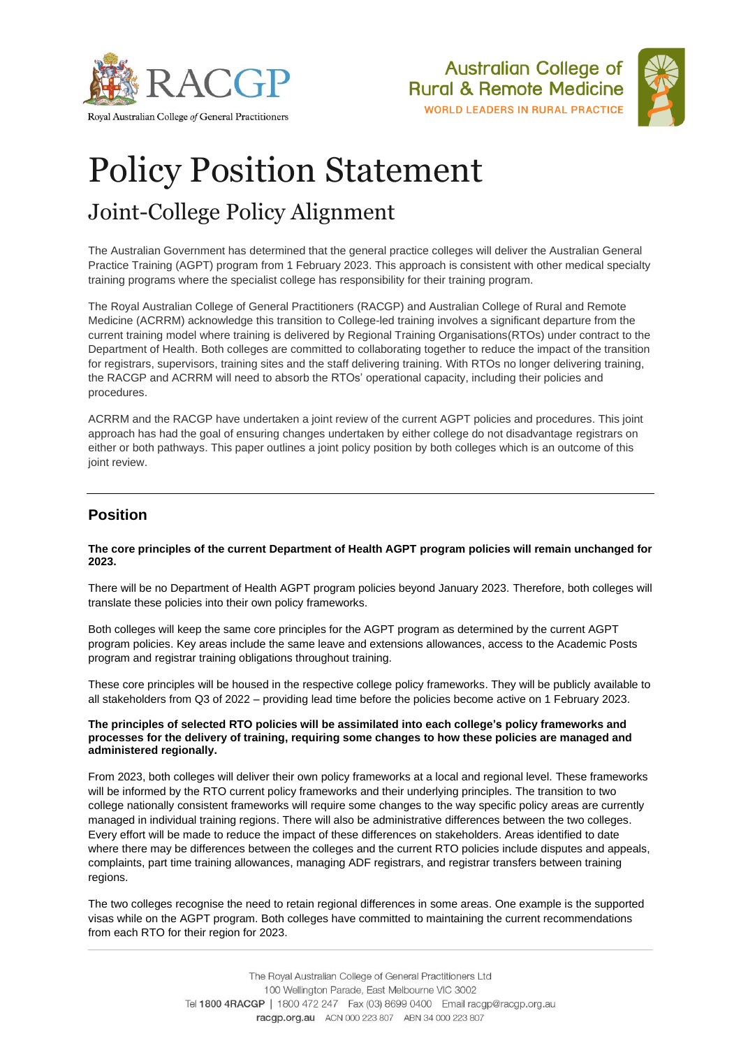# Policy Position Statement

## Joint-College Policy Alignment

The Australian Government has determined that the general practice colleges will deliver the Australian General Practice Training (AGPT) program from 1 February 2023. This approach is consistent with other medical specialty training programs where the specialist college has responsibility for their training program.

The Royal Australian College of General Practitioners (RACGP) and Australian College of Rural and Remote Medicine (ACRRM) acknowledge this transition to College-led training involves a significant departure from the current training model where training is delivered by Regional Training Organisations(RTOs) under contract to the Department of Health. Both colleges are committed to collaborating together to reduce the impact of the transition for registrars, supervisors, training sites and the staff delivering training. With RTOs no longer delivering training, the RACGP and ACRRM will need to absorb the RTOs' operational capacity, including their policies and procedures.

ACRRM and the RACGP have undertaken a joint review of the current AGPT policies and procedures. This joint approach has had the goal of ensuring changes undertaken by either college do not disadvantage registrars on either or both pathways. This paper outlines a joint policy position by both colleges which is an outcome of this joint review.

---

### Position

**The core principles of the current Department of Health AGPT program policies will remain unchanged for 2023.**

There will be no Department of Health AGPT program policies beyond January 2023. Therefore, both colleges will translate these policies into their own policy frameworks.

Both colleges will keep the same core principles for the AGPT program as determined by the current AGPT program policies. Key areas include the same leave and extensions allowances, access to the Academic Posts program and registrar training obligations throughout training.

These core principles will be housed in the respective college policy frameworks. They will be publicly available to all stakeholders from Q3 of 2022 – providing lead time before the policies become active on 1 February 2023.

**The principles of selected RTO policies will be assimilated into each college's policy frameworks and processes for the delivery of training, requiring some changes to how these policies are managed and administered regionally.**

From 2023, both colleges will deliver their own policy frameworks at a local and regional level. These frameworks will be informed by the RTO current policy frameworks and their underlying principles. The transition to two college nationally consistent frameworks will require some changes to the way specific policy areas are currently managed in individual training regions. There will also be administrative differences between the two colleges. Every effort will be made to reduce the impact of these differences on stakeholders. Areas identified to date where there may be differences between the colleges and the current RTO policies include disputes and appeals, complaints, part time training allowances, managing ADF registrars, and registrar transfers between training regions.

The two colleges recognise the need to retain regional differences in some areas. One example is the supported visas while on the AGPT program. Both colleges have committed to maintaining the current recommendations from each RTO for their region for 2023.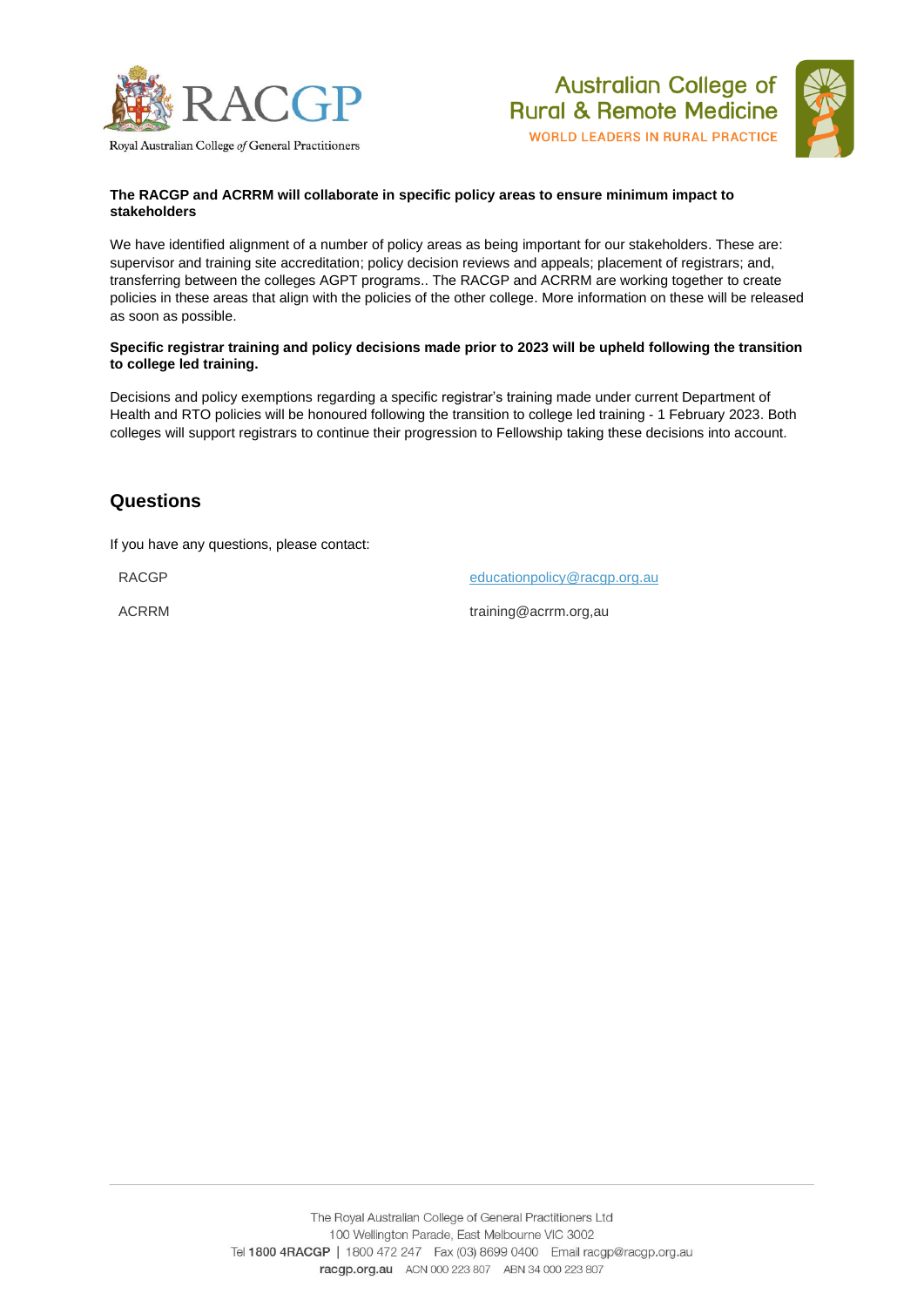**The RACGP and ACRRM will collaborate in specific policy areas to ensure minimum impact to stakeholders**

We have identified alignment of a number of policy areas as being important for our stakeholders. These are: supervisor and training site accreditation; policy decision reviews and appeals; placement of registrars; and, transferring between the colleges AGPT programs.. The RACGP and ACRRM are working together to create policies in these areas that align with the policies of the other college. More information on these will be released as soon as possible.

**Specific registrar training and policy decisions made prior to 2023 will be upheld following the transition to college led training.**

Decisions and policy exemptions regarding a specific registrar's training made under current Department of Health and RTO policies will be honoured following the transition to college led training - 1 February 2023. Both colleges will support registrars to continue their progression to Fellowship taking these decisions into account.

## Questions

If you have any questions, please contact:

| | |
|---|---|
| RACGP | educationpolicy@racgp.org.au |
| ACRRM | training@acrrm.org,au |